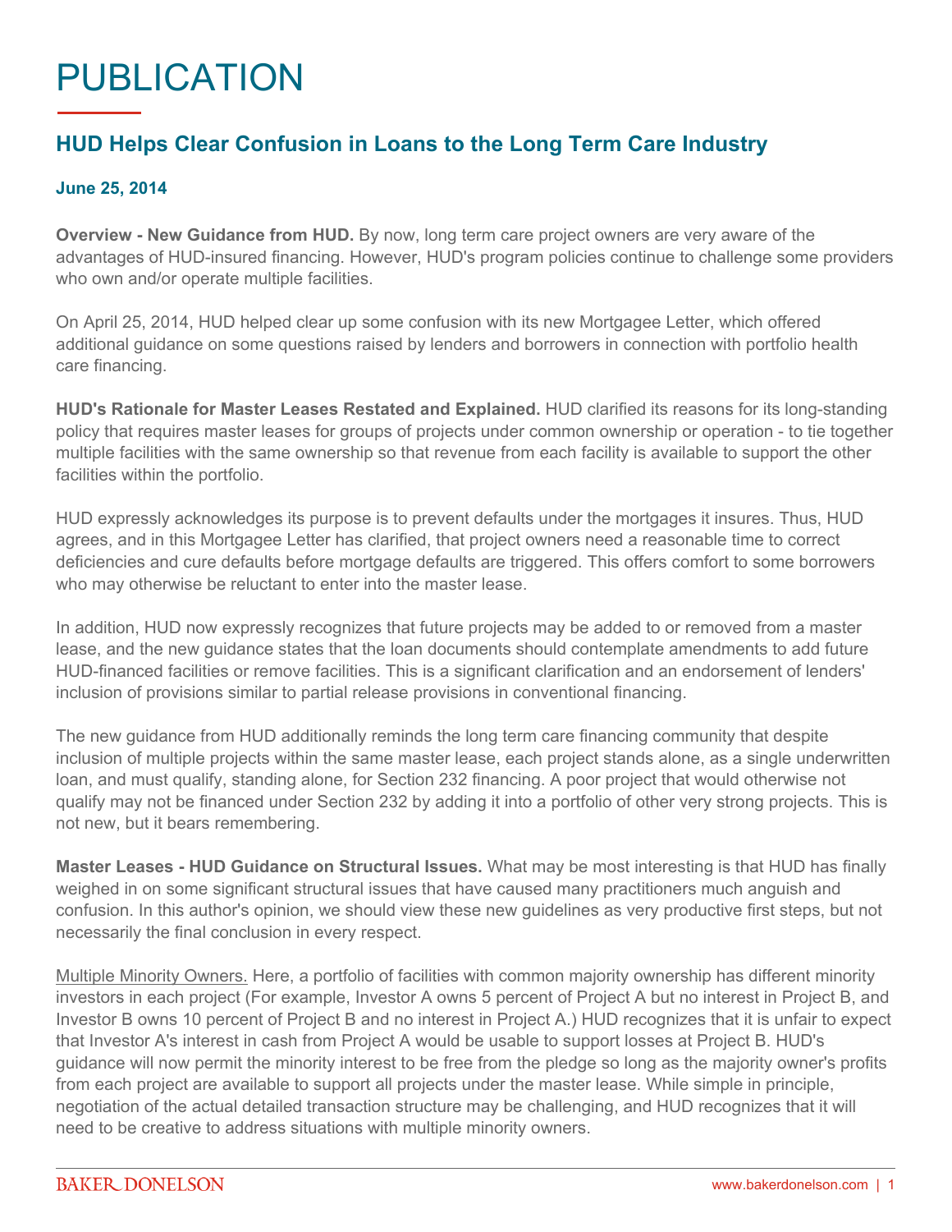# PUBLICATION

## HUD Helps Clear Confusion in Loans to the Long Term Care Industry

**June 25, 2014**

**Overview - New Guidance from HUD.** By now, long term care project owners are very aware of the advantages of HUD-insured financing. However, HUD's program policies continue to challenge some providers who own and/or operate multiple facilities.

On April 25, 2014, HUD helped clear up some confusion with its new Mortgagee Letter, which offered additional guidance on some questions raised by lenders and borrowers in connection with portfolio health care financing.

**HUD's Rationale for Master Leases Restated and Explained.** HUD clarified its reasons for its long-standing policy that requires master leases for groups of projects under common ownership or operation - to tie together multiple facilities with the same ownership so that revenue from each facility is available to support the other facilities within the portfolio.

HUD expressly acknowledges its purpose is to prevent defaults under the mortgages it insures. Thus, HUD agrees, and in this Mortgagee Letter has clarified, that project owners need a reasonable time to correct deficiencies and cure defaults before mortgage defaults are triggered. This offers comfort to some borrowers who may otherwise be reluctant to enter into the master lease.

In addition, HUD now expressly recognizes that future projects may be added to or removed from a master lease, and the new guidance states that the loan documents should contemplate amendments to add future HUD-financed facilities or remove facilities. This is a significant clarification and an endorsement of lenders' inclusion of provisions similar to partial release provisions in conventional financing.

The new guidance from HUD additionally reminds the long term care financing community that despite inclusion of multiple projects within the same master lease, each project stands alone, as a single underwritten loan, and must qualify, standing alone, for Section 232 financing. A poor project that would otherwise not qualify may not be financed under Section 232 by adding it into a portfolio of other very strong projects. This is not new, but it bears remembering.

**Master Leases - HUD Guidance on Structural Issues.** What may be most interesting is that HUD has finally weighed in on some significant structural issues that have caused many practitioners much anguish and confusion. In this author's opinion, we should view these new guidelines as very productive first steps, but not necessarily the final conclusion in every respect.

Multiple Minority Owners. Here, a portfolio of facilities with common majority ownership has different minority investors in each project (For example, Investor A owns 5 percent of Project A but no interest in Project B, and Investor B owns 10 percent of Project B and no interest in Project A.) HUD recognizes that it is unfair to expect that Investor A's interest in cash from Project A would be usable to support losses at Project B. HUD's guidance will now permit the minority interest to be free from the pledge so long as the majority owner's profits from each project are available to support all projects under the master lease. While simple in principle, negotiation of the actual detailed transaction structure may be challenging, and HUD recognizes that it will need to be creative to address situations with multiple minority owners.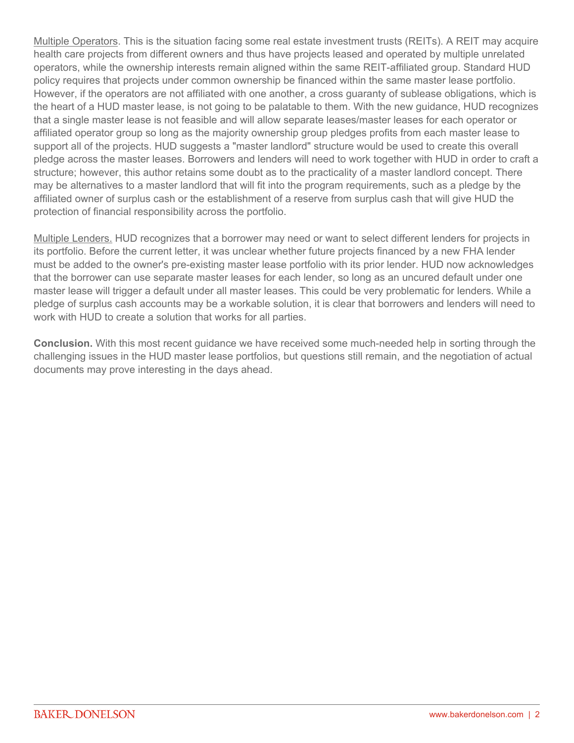<u>Multiple Operators</u>. This is the situation facing some real estate investment trusts (REITs). A REIT may acquire health care projects from different owners and thus have projects leased and operated by multiple unrelated operators, while the ownership interests remain aligned within the same REIT-affiliated group. Standard HUD policy requires that projects under common ownership be financed within the same master lease portfolio. However, if the operators are not affiliated with one another, a cross guaranty of sublease obligations, which is the heart of a HUD master lease, is not going to be palatable to them. With the new guidance, HUD recognizes that a single master lease is not feasible and will allow separate leases/master leases for each operator or affiliated operator group so long as the majority ownership group pledges profits from each master lease to support all of the projects. HUD suggests a "master landlord" structure would be used to create this overall pledge across the master leases. Borrowers and lenders will need to work together with HUD in order to craft a structure; however, this author retains some doubt as to the practicality of a master landlord concept. There may be alternatives to a master landlord that will fit into the program requirements, such as a pledge by the affiliated owner of surplus cash or the establishment of a reserve from surplus cash that will give HUD the protection of financial responsibility across the portfolio.

<u>Multiple Lenders.</u> HUD recognizes that a borrower may need or want to select different lenders for projects in its portfolio. Before the current letter, it was unclear whether future projects financed by a new FHA lender must be added to the owner's pre-existing master lease portfolio with its prior lender. HUD now acknowledges that the borrower can use separate master leases for each lender, so long as an uncured default under one master lease will trigger a default under all master leases. This could be very problematic for lenders. While a pledge of surplus cash accounts may be a workable solution, it is clear that borrowers and lenders will need to work with HUD to create a solution that works for all parties.

**Conclusion.** With this most recent guidance we have received some much-needed help in sorting through the challenging issues in the HUD master lease portfolios, but questions still remain, and the negotiation of actual documents may prove interesting in the days ahead.